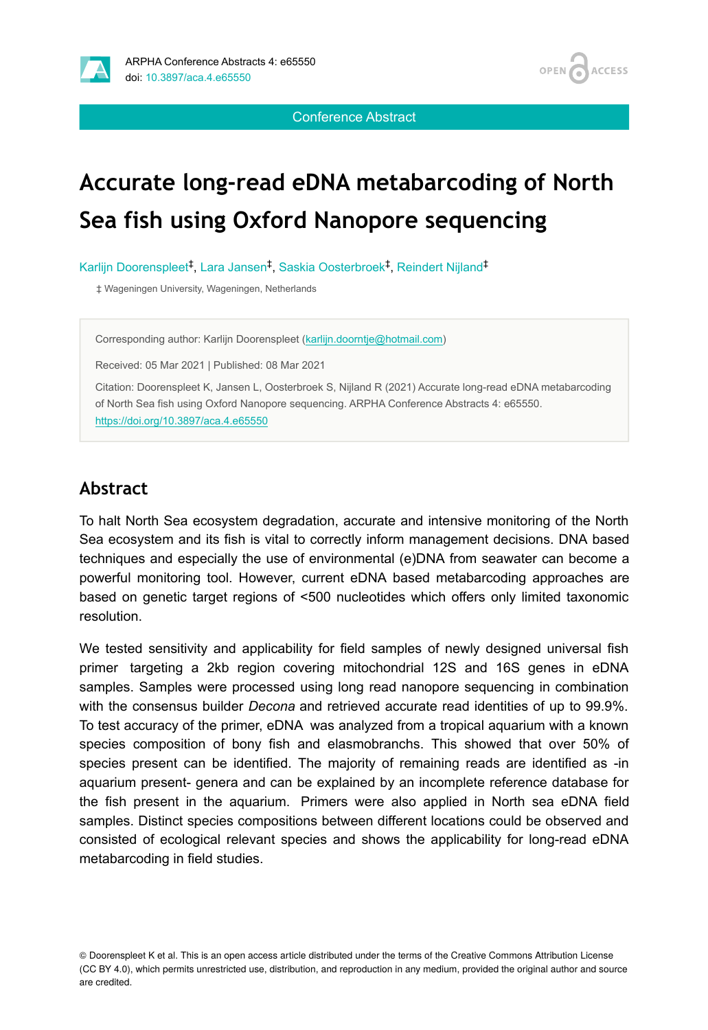Conference Abstract

# Accurate long-read eDNA metabarcoding of North Sea fish using Oxford Nanopore sequencing

Karlijn Doorenspleet[‡], Lara Jansen[‡], Saskia Oosterbroek[‡], Reindert Nijland[‡]

‡ Wageningen University, Wageningen, Netherlands

Corresponding author: Karlijn Doorenspleet (karlijn.doorntje@hotmail.com)

Received: 05 Mar 2021 | Published: 08 Mar 2021

Citation: Doorenspleet K, Jansen L, Oosterbroek S, Nijland R (2021) Accurate long-read eDNA metabarcoding of North Sea fish using Oxford Nanopore sequencing. ARPHA Conference Abstracts 4: e65550. https://doi.org/10.3897/aca.4.e65550

## Abstract

To halt North Sea ecosystem degradation, accurate and intensive monitoring of the North Sea ecosystem and its fish is vital to correctly inform management decisions. DNA based techniques and especially the use of environmental (e)DNA from seawater can become a powerful monitoring tool. However, current eDNA based metabarcoding approaches are based on genetic target regions of <500 nucleotides which offers only limited taxonomic resolution.

We tested sensitivity and applicability for field samples of newly designed universal fish primer targeting a 2kb region covering mitochondrial 12S and 16S genes in eDNA samples. Samples were processed using long read nanopore sequencing in combination with the consensus builder *Decona* and retrieved accurate read identities of up to 99.9%. To test accuracy of the primer, eDNA was analyzed from a tropical aquarium with a known species composition of bony fish and elasmobranchs. This showed that over 50% of species present can be identified. The majority of remaining reads are identified as -in aquarium present- genera and can be explained by an incomplete reference database for the fish present in the aquarium. Primers were also applied in North sea eDNA field samples. Distinct species compositions between different locations could be observed and consisted of ecological relevant species and shows the applicability for long-read eDNA metabarcoding in field studies.

© Doorenspleet K et al. This is an open access article distributed under the terms of the Creative Commons Attribution License (CC BY 4.0), which permits unrestricted use, distribution, and reproduction in any medium, provided the original author and source are credited.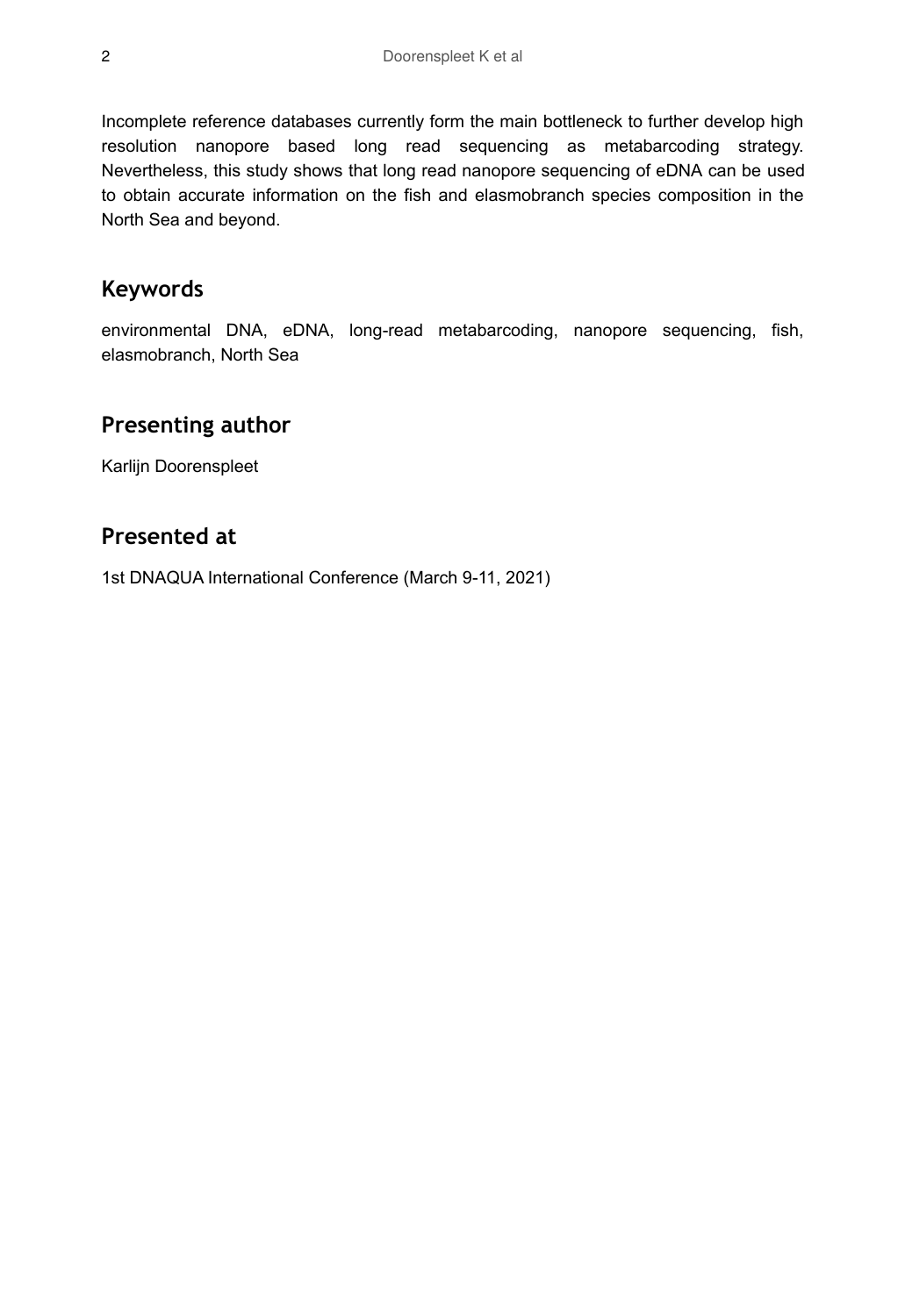Incomplete reference databases currently form the main bottleneck to further develop high resolution nanopore based long read sequencing as metabarcoding strategy. Nevertheless, this study shows that long read nanopore sequencing of eDNA can be used to obtain accurate information on the fish and elasmobranch species composition in the North Sea and beyond.

## Keywords

environmental DNA, eDNA, long-read metabarcoding, nanopore sequencing, fish, elasmobranch, North Sea

## Presenting author

Karlijn Doorenspleet

## Presented at

1st DNAQUA International Conference (March 9-11, 2021)